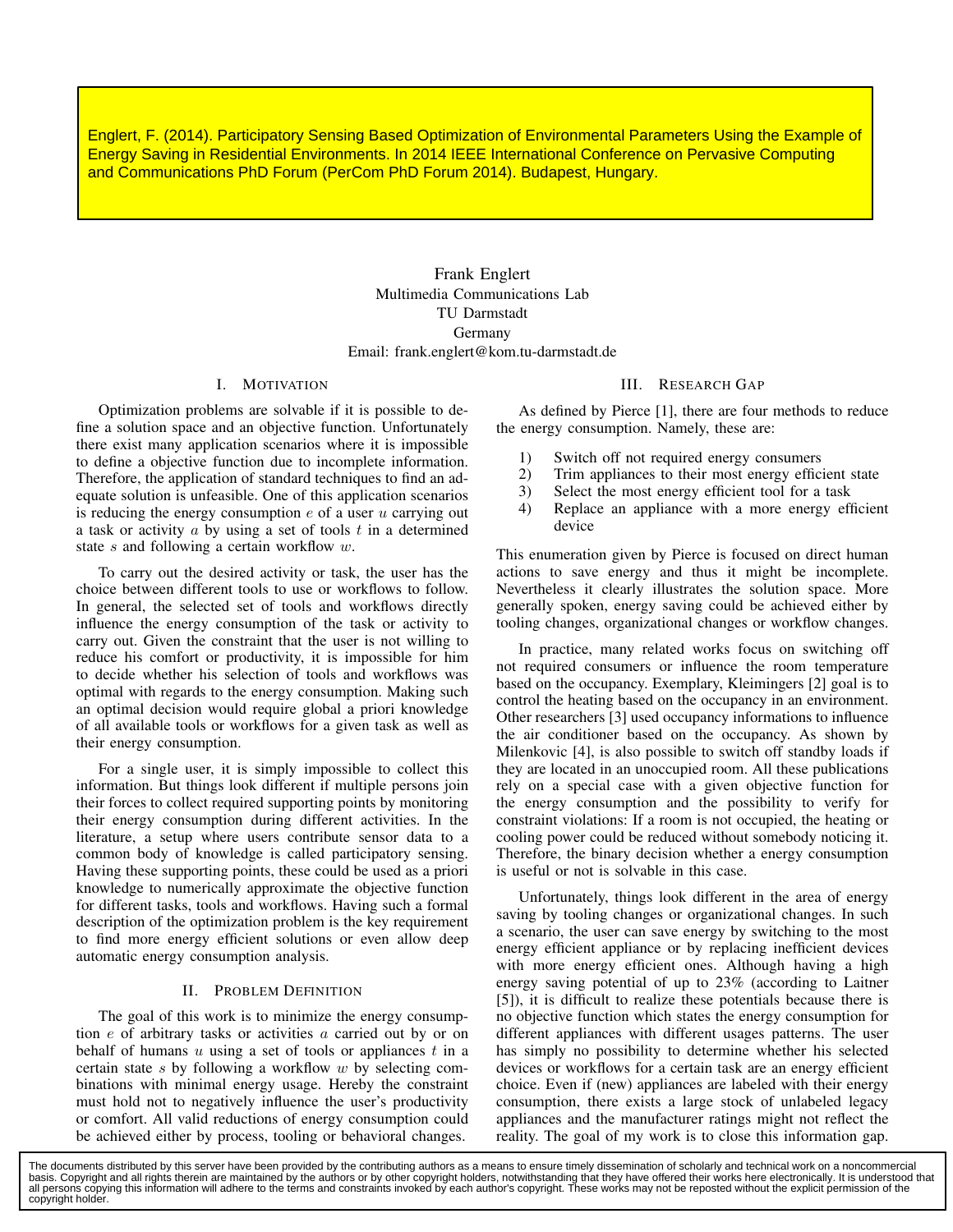Englert, F. (2014). Participatory Sensing Based Optimization of Environmental Parameters Using the Example of Energy Saving in Residential Environments. In 2014 IEEE International Conference on Pervasive Computing and Communications PhD Forum (PerCom PhD Forum 2014). Budapest, Hungary.

Frank Englert
Multimedia Communications Lab
TU Darmstadt
Germany
Email: frank.englert@kom.tu-darmstadt.de

## I. Motivation

Optimization problems are solvable if it is possible to define a solution space and an objective function. Unfortunately there exist many application scenarios where it is impossible to define a objective function due to incomplete information. Therefore, the application of standard techniques to find an adequate solution is unfeasible. One of this application scenarios is reducing the energy consumption $e$ of a user $u$ carrying out a task or activity $a$ by using a set of tools $t$ in a determined state $s$ and following a certain workflow $w$.

To carry out the desired activity or task, the user has the choice between different tools to use or workflows to follow. In general, the selected set of tools and workflows directly influence the energy consumption of the task or activity to carry out. Given the constraint that the user is not willing to reduce his comfort or productivity, it is impossible for him to decide whether his selection of tools and workflows was optimal with regards to the energy consumption. Making such an optimal decision would require global a priori knowledge of all available tools or workflows for a given task as well as their energy consumption.

For a single user, it is simply impossible to collect this information. But things look different if multiple persons join their forces to collect required supporting points by monitoring their energy consumption during different activities. In the literature, a setup where users contribute sensor data to a common body of knowledge is called participatory sensing. Having these supporting points, these could be used as a priori knowledge to numerically approximate the objective function for different tasks, tools and workflows. Having such a formal description of the optimization problem is the key requirement to find more energy efficient solutions or even allow deep automatic energy consumption analysis.

## II. Problem Definition

The goal of this work is to minimize the energy consumption $e$ of arbitrary tasks or activities $a$ carried out by or on behalf of humans $u$ using a set of tools or appliances $t$ in a certain state $s$ by following a workflow $w$ by selecting combinations with minimal energy usage. Hereby the constraint must hold not to negatively influence the user's productivity or comfort. All valid reductions of energy consumption could be achieved either by process, tooling or behavioral changes.

## III. Research Gap

As defined by Pierce [1], there are four methods to reduce the energy consumption. Namely, these are:

1) Switch off not required energy consumers
2) Trim appliances to their most energy efficient state
3) Select the most energy efficient tool for a task
4) Replace an appliance with a more energy efficient device

This enumeration given by Pierce is focused on direct human actions to save energy and thus it might be incomplete. Nevertheless it clearly illustrates the solution space. More generally spoken, energy saving could be achieved either by tooling changes, organizational changes or workflow changes.

In practice, many related works focus on switching off not required consumers or influence the room temperature based on the occupancy. Exemplary, Kleimingers [2] goal is to control the heating based on the occupancy in an environment. Other researchers [3] used occupancy informations to influence the air conditioner based on the occupancy. As shown by Milenkovic [4], is also possible to switch off standby loads if they are located in an unoccupied room. All these publications rely on a special case with a given objective function for the energy consumption and the possibility to verify for constraint violations: If a room is not occupied, the heating or cooling power could be reduced without somebody noticing it. Therefore, the binary decision whether a energy consumption is useful or not is solvable in this case.

Unfortunately, things look different in the area of energy saving by tooling changes or organizational changes. In such a scenario, the user can save energy by switching to the most energy efficient appliance or by replacing inefficient devices with more energy efficient ones. Although having a high energy saving potential of up to 23% (according to Laitner [5]), it is difficult to realize these potentials because there is no objective function which states the energy consumption for different appliances with different usages patterns. The user has simply no possibility to determine whether his selected devices or workflows for a certain task are an energy efficient choice. Even if (new) appliances are labeled with their energy consumption, there exists a large stock of unlabeled legacy appliances and the manufacturer ratings might not reflect the reality. The goal of my work is to close this information gap.

The documents distributed by this server have been provided by the contributing authors as a means to ensure timely dissemination of scholarly and technical work on a noncommercial basis. Copyright and all rights therein are maintained by the authors or by other copyright holders, notwithstanding that they have offered their works here electronically. It is understood that all persons copying this information will adhere to the terms and constraints invoked by each author's copyright. These works may not be reposted without the explicit permission of the copyright holder.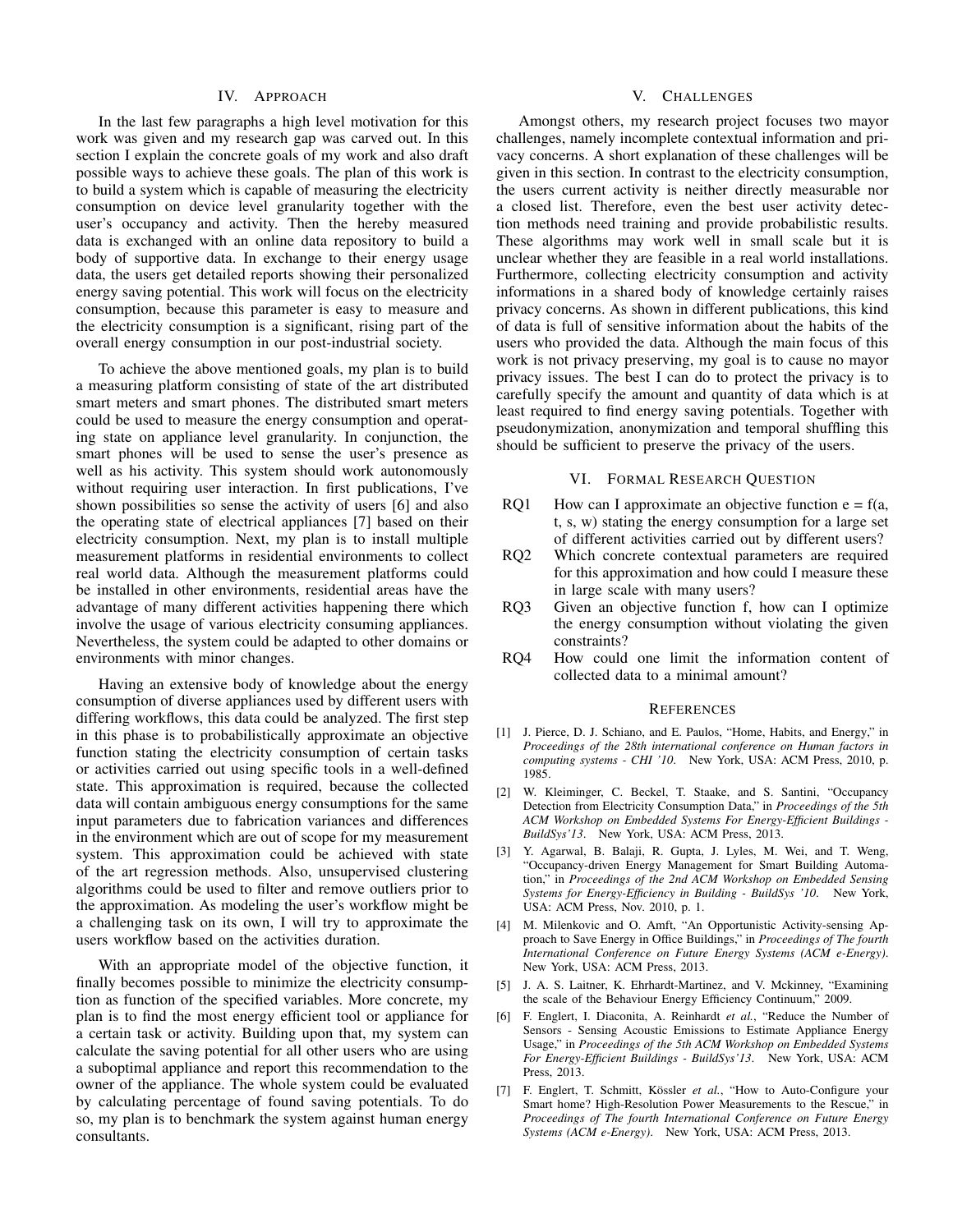## IV. Approach

In the last few paragraphs a high level motivation for this work was given and my research gap was carved out. In this section I explain the concrete goals of my work and also draft possible ways to achieve these goals. The plan of this work is to build a system which is capable of measuring the electricity consumption on device level granularity together with the user's occupancy and activity. Then the hereby measured data is exchanged with an online data repository to build a body of supportive data. In exchange to their energy usage data, the users get detailed reports showing their personalized energy saving potential. This work will focus on the electricity consumption, because this parameter is easy to measure and the electricity consumption is a significant, rising part of the overall energy consumption in our post-industrial society.

To achieve the above mentioned goals, my plan is to build a measuring platform consisting of state of the art distributed smart meters and smart phones. The distributed smart meters could be used to measure the energy consumption and operating state on appliance level granularity. In conjunction, the smart phones will be used to sense the user's presence as well as his activity. This system should work autonomously without requiring user interaction. In first publications, I've shown possibilities so sense the activity of users [6] and also the operating state of electrical appliances [7] based on their electricity consumption. Next, my plan is to install multiple measurement platforms in residential environments to collect real world data. Although the measurement platforms could be installed in other environments, residential areas have the advantage of many different activities happening there which involve the usage of various electricity consuming appliances. Nevertheless, the system could be adapted to other domains or environments with minor changes.

Having an extensive body of knowledge about the energy consumption of diverse appliances used by different users with differing workflows, this data could be analyzed. The first step in this phase is to probabilistically approximate an objective function stating the electricity consumption of certain tasks or activities carried out using specific tools in a well-defined state. This approximation is required, because the collected data will contain ambiguous energy consumptions for the same input parameters due to fabrication variances and differences in the environment which are out of scope for my measurement system. This approximation could be achieved with state of the art regression methods. Also, unsupervised clustering algorithms could be used to filter and remove outliers prior to the approximation. As modeling the user's workflow might be a challenging task on its own, I will try to approximate the users workflow based on the activities duration.

With an appropriate model of the objective function, it finally becomes possible to minimize the electricity consumption as function of the specified variables. More concrete, my plan is to find the most energy efficient tool or appliance for a certain task or activity. Building upon that, my system can calculate the saving potential for all other users who are using a suboptimal appliance and report this recommendation to the owner of the appliance. The whole system could be evaluated by calculating percentage of found saving potentials. To do so, my plan is to benchmark the system against human energy consultants.

## V. Challenges

Amongst others, my research project focuses two mayor challenges, namely incomplete contextual information and privacy concerns. A short explanation of these challenges will be given in this section. In contrast to the electricity consumption, the users current activity is neither directly measurable nor a closed list. Therefore, even the best user activity detection methods need training and provide probabilistic results. These algorithms may work well in small scale but it is unclear whether they are feasible in a real world installations. Furthermore, collecting electricity consumption and activity informations in a shared body of knowledge certainly raises privacy concerns. As shown in different publications, this kind of data is full of sensitive information about the habits of the users who provided the data. Although the main focus of this work is not privacy preserving, my goal is to cause no mayor privacy issues. The best I can do to protect the privacy is to carefully specify the amount and quantity of data which is at least required to find energy saving potentials. Together with pseudonymization, anonymization and temporal shuffling this should be sufficient to preserve the privacy of the users.

## VI. Formal Research Question

- RQ1 How can I approximate an objective function $e = f(a, t, s, w)$ stating the energy consumption for a large set of different activities carried out by different users?
- RQ2 Which concrete contextual parameters are required for this approximation and how could I measure these in large scale with many users?
- RQ3 Given an objective function f, how can I optimize the energy consumption without violating the given constraints?
- RQ4 How could one limit the information content of collected data to a minimal amount?

## References

[1] J. Pierce, D. J. Schiano, and E. Paulos, "Home, Habits, and Energy," in *Proceedings of the 28th international conference on Human factors in computing systems - CHI '10*. New York, USA: ACM Press, 2010, p. 1985.

[2] W. Kleiminger, C. Beckel, T. Staake, and S. Santini, "Occupancy Detection from Electricity Consumption Data," in *Proceedings of the 5th ACM Workshop on Embedded Systems For Energy-Efficient Buildings - BuildSys'13*. New York, USA: ACM Press, 2013.

[3] Y. Agarwal, B. Balaji, R. Gupta, J. Lyles, M. Wei, and T. Weng, "Occupancy-driven Energy Management for Smart Building Automation," in *Proceedings of the 2nd ACM Workshop on Embedded Sensing Systems for Energy-Efficiency in Building - BuildSys '10*. New York, USA: ACM Press, Nov. 2010, p. 1.

[4] M. Milenkovic and O. Amft, "An Opportunistic Activity-sensing Approach to Save Energy in Office Buildings," in *Proceedings of The fourth International Conference on Future Energy Systems (ACM e-Energy)*. New York, USA: ACM Press, 2013.

[5] J. A. S. Laitner, K. Ehrhardt-Martinez, and V. Mckinney, "Examining the scale of the Behaviour Energy Efficiency Continuum," 2009.

[6] F. Englert, I. Diaconita, A. Reinhardt *et al.*, "Reduce the Number of Sensors - Sensing Acoustic Emissions to Estimate Appliance Energy Usage," in *Proceedings of the 5th ACM Workshop on Embedded Systems For Energy-Efficient Buildings - BuildSys'13*. New York, USA: ACM Press, 2013.

[7] F. Englert, T. Schmitt, Kössler *et al.*, "How to Auto-Configure your Smart home? High-Resolution Power Measurements to the Rescue," in *Proceedings of The fourth International Conference on Future Energy Systems (ACM e-Energy)*. New York, USA: ACM Press, 2013.